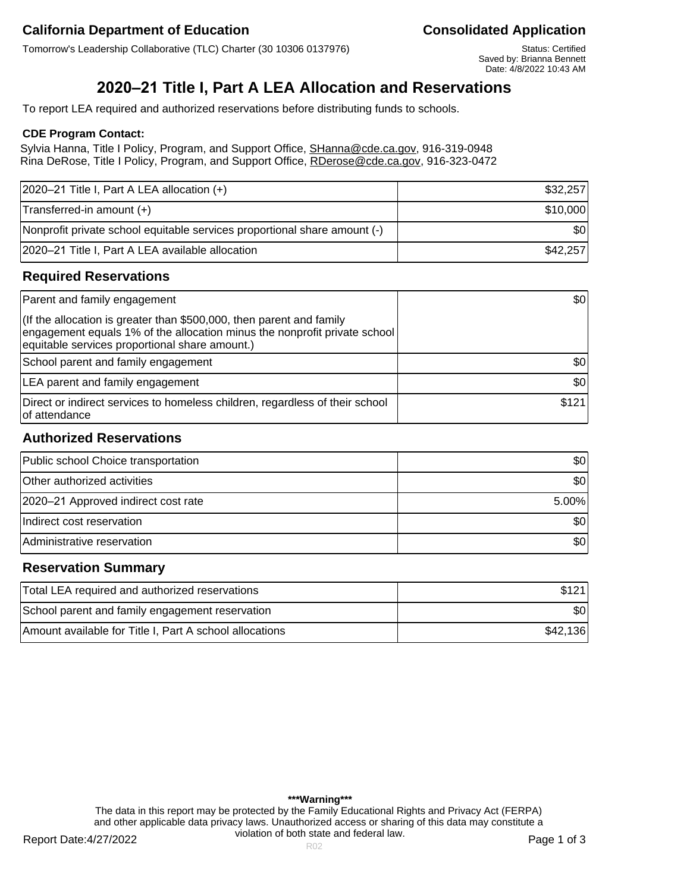**California Department of Education** | **Consolidated Application**

Tomorrow's Leadership Collaborative (TLC) Charter (30 10306 0137976)

Status: Certified
Saved by: Brianna Bennett
Date: 4/8/2022 10:43 AM

# 2020–21 Title I, Part A LEA Allocation and Reservations

To report LEA required and authorized reservations before distributing funds to schools.

**CDE Program Contact:**
Sylvia Hanna, Title I Policy, Program, and Support Office, SHanna@cde.ca.gov, 916-319-0948
Rina DeRose, Title I Policy, Program, and Support Office, RDerose@cde.ca.gov, 916-323-0472

| | |
|---|---|
| 2020–21 Title I, Part A LEA allocation (+) | $32,257 |
| Transferred-in amount (+) | $10,000 |
| Nonprofit private school equitable services proportional share amount (-) | $0 |
| 2020–21 Title I, Part A LEA available allocation | $42,257 |

## Required Reservations

| | |
|---|---|
| Parent and family engagement | $0 |
| (If the allocation is greater than $500,000, then parent and family engagement equals 1% of the allocation minus the nonprofit private school equitable services proportional share amount.) | |
| School parent and family engagement | $0 |
| LEA parent and family engagement | $0 |
| Direct or indirect services to homeless children, regardless of their school of attendance | $121 |

## Authorized Reservations

| | |
|---|---|
| Public school Choice transportation | $0 |
| Other authorized activities | $0 |
| 2020–21 Approved indirect cost rate | 5.00% |
| Indirect cost reservation | $0 |
| Administrative reservation | $0 |

## Reservation Summary

| | |
|---|---|
| Total LEA required and authorized reservations | $121 |
| School parent and family engagement reservation | $0 |
| Amount available for Title I, Part A school allocations | $42,136 |

**\*\*\*Warning\*\*\***
The data in this report may be protected by the Family Educational Rights and Privacy Act (FERPA) and other applicable data privacy laws. Unauthorized access or sharing of this data may constitute a violation of both state and federal law.

Report Date:4/27/2022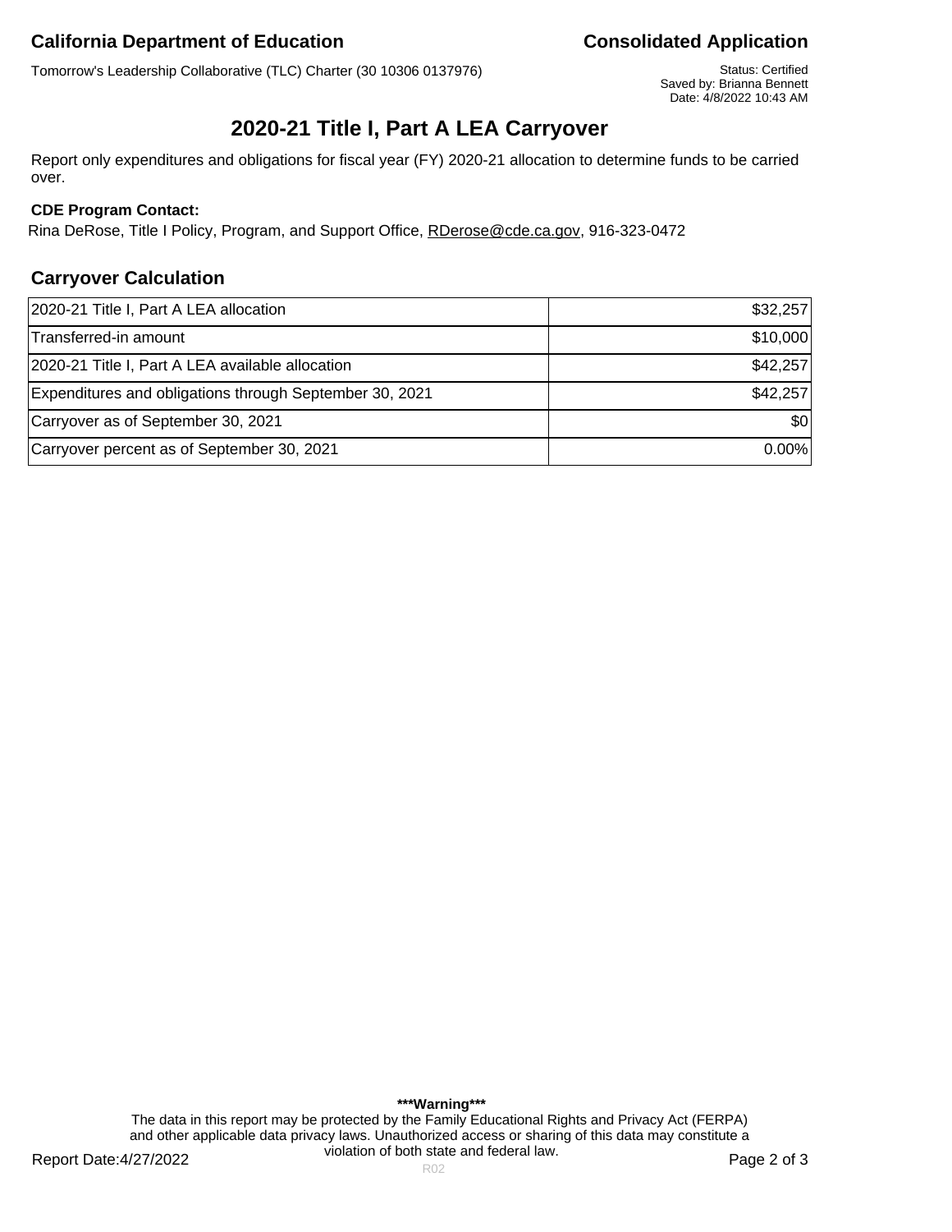**California Department of Education** | **Consolidated Application**

Tomorrow's Leadership Collaborative (TLC) Charter (30 10306 0137976)

Status: Certified
Saved by: Brianna Bennett
Date: 4/8/2022 10:43 AM

# 2020-21 Title I, Part A LEA Carryover

Report only expenditures and obligations for fiscal year (FY) 2020-21 allocation to determine funds to be carried over.

**CDE Program Contact:**

Rina DeRose, Title I Policy, Program, and Support Office, RDerose@cde.ca.gov, 916-323-0472

## Carryover Calculation

| | |
|---|---:|
| 2020-21 Title I, Part A LEA allocation | $32,257 |
| Transferred-in amount | $10,000 |
| 2020-21 Title I, Part A LEA available allocation | $42,257 |
| Expenditures and obligations through September 30, 2021 | $42,257 |
| Carryover as of September 30, 2021 | $0 |
| Carryover percent as of September 30, 2021 | 0.00% |

**\*\*\*Warning\*\*\***
The data in this report may be protected by the Family Educational Rights and Privacy Act (FERPA) and other applicable data privacy laws. Unauthorized access or sharing of this data may constitute a violation of both state and federal law.

Report Date:4/27/2022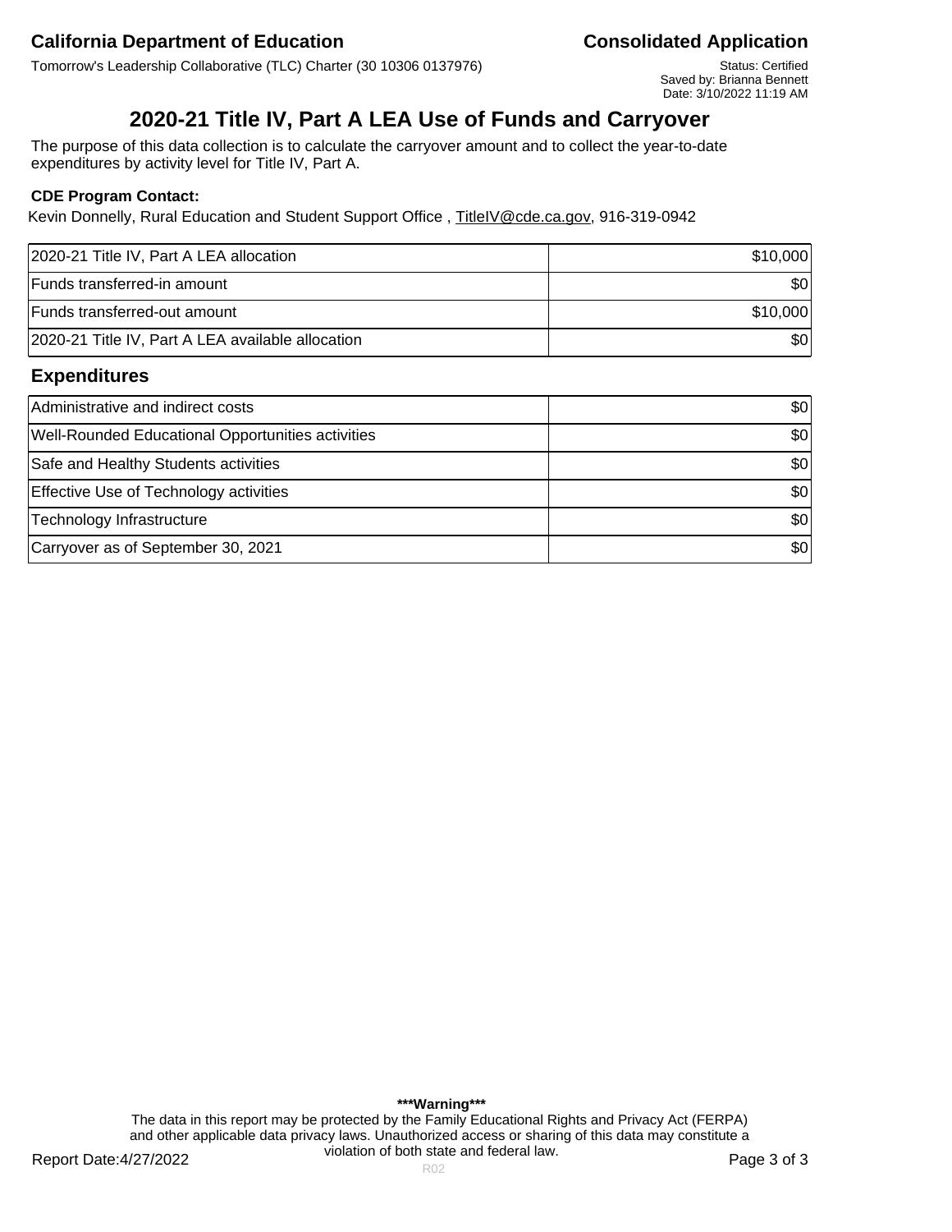**California Department of Education** **Consolidated Application**

Tomorrow's Leadership Collaborative (TLC) Charter (30 10306 0137976)

Status: Certified
Saved by: Brianna Bennett
Date: 3/10/2022 11:19 AM

# 2020-21 Title IV, Part A LEA Use of Funds and Carryover

The purpose of this data collection is to calculate the carryover amount and to collect the year-to-date expenditures by activity level for Title IV, Part A.

**CDE Program Contact:**

Kevin Donnelly, Rural Education and Student Support Office , TitleIV@cde.ca.gov, 916-319-0942

| | |
|---|---:|
| 2020-21 Title IV, Part A LEA allocation | $10,000 |
| Funds transferred-in amount | $0 |
| Funds transferred-out amount | $10,000 |
| 2020-21 Title IV, Part A LEA available allocation | $0 |

## Expenditures

| | |
|---|---:|
| Administrative and indirect costs | $0 |
| Well-Rounded Educational Opportunities activities | $0 |
| Safe and Healthy Students activities | $0 |
| Effective Use of Technology activities | $0 |
| Technology Infrastructure | $0 |
| Carryover as of September 30, 2021 | $0 |

**\*\*\*Warning\*\*\***

The data in this report may be protected by the Family Educational Rights and Privacy Act (FERPA) and other applicable data privacy laws. Unauthorized access or sharing of this data may constitute a violation of both state and federal law.

Report Date:4/27/2022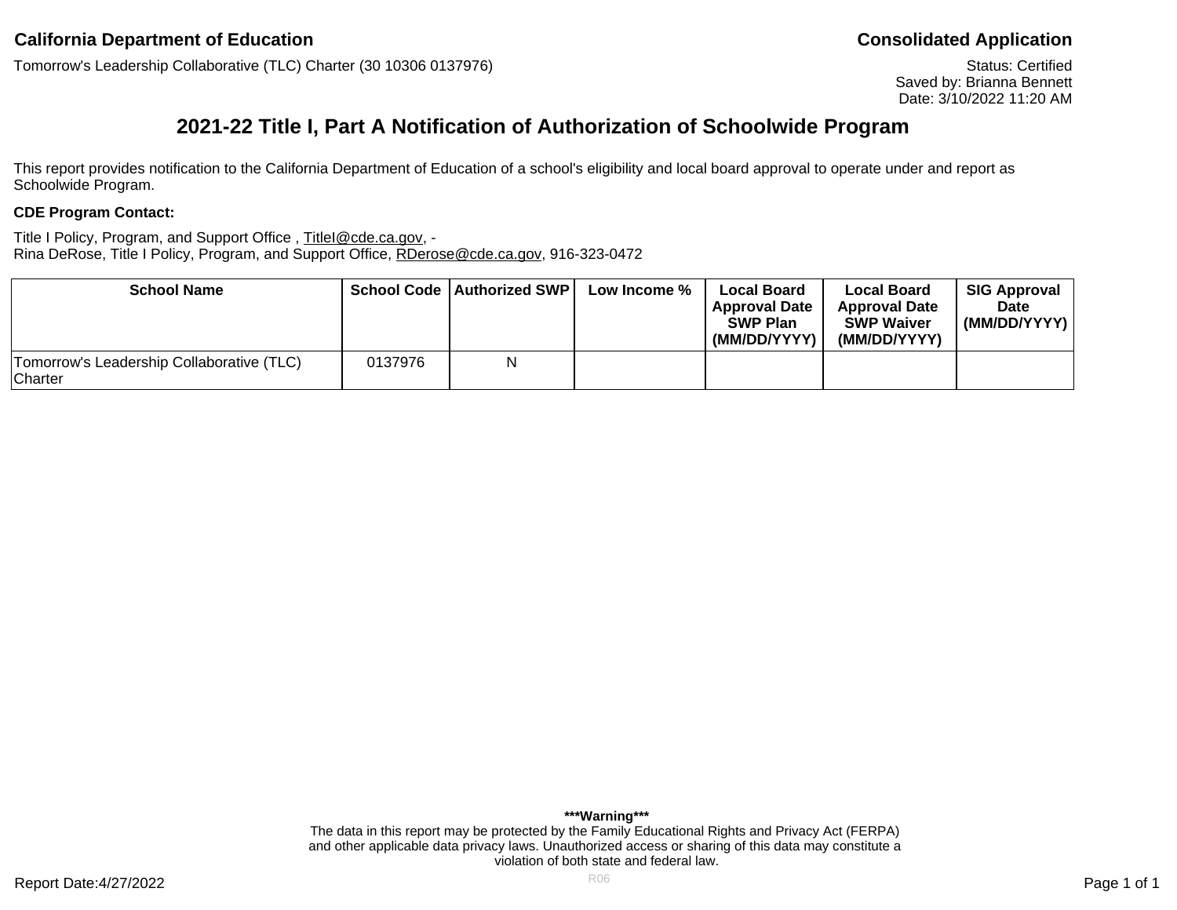**California Department of Education** **Consolidated Application**

Tomorrow's Leadership Collaborative (TLC) Charter (30 10306 0137976)

Status: Certified
Saved by: Brianna Bennett
Date: 3/10/2022 11:20 AM

# 2021-22 Title I, Part A Notification of Authorization of Schoolwide Program

This report provides notification to the California Department of Education of a school's eligibility and local board approval to operate under and report as Schoolwide Program.

**CDE Program Contact:**

Title I Policy, Program, and Support Office , TitleI@cde.ca.gov, -
Rina DeRose, Title I Policy, Program, and Support Office, RDerose@cde.ca.gov, 916-323-0472

| School Name | School Code | Authorized SWP | Low Income % | Local Board Approval Date SWP Plan (MM/DD/YYYY) | Local Board Approval Date SWP Waiver (MM/DD/YYYY) | SIG Approval Date (MM/DD/YYYY) |
|---|---|---|---|---|---|---|
| Tomorrow's Leadership Collaborative (TLC) Charter | 0137976 | N | | | | |

**\*\*\*Warning\*\*\***
The data in this report may be protected by the Family Educational Rights and Privacy Act (FERPA) and other applicable data privacy laws. Unauthorized access or sharing of this data may constitute a violation of both state and federal law.

Report Date:4/27/2022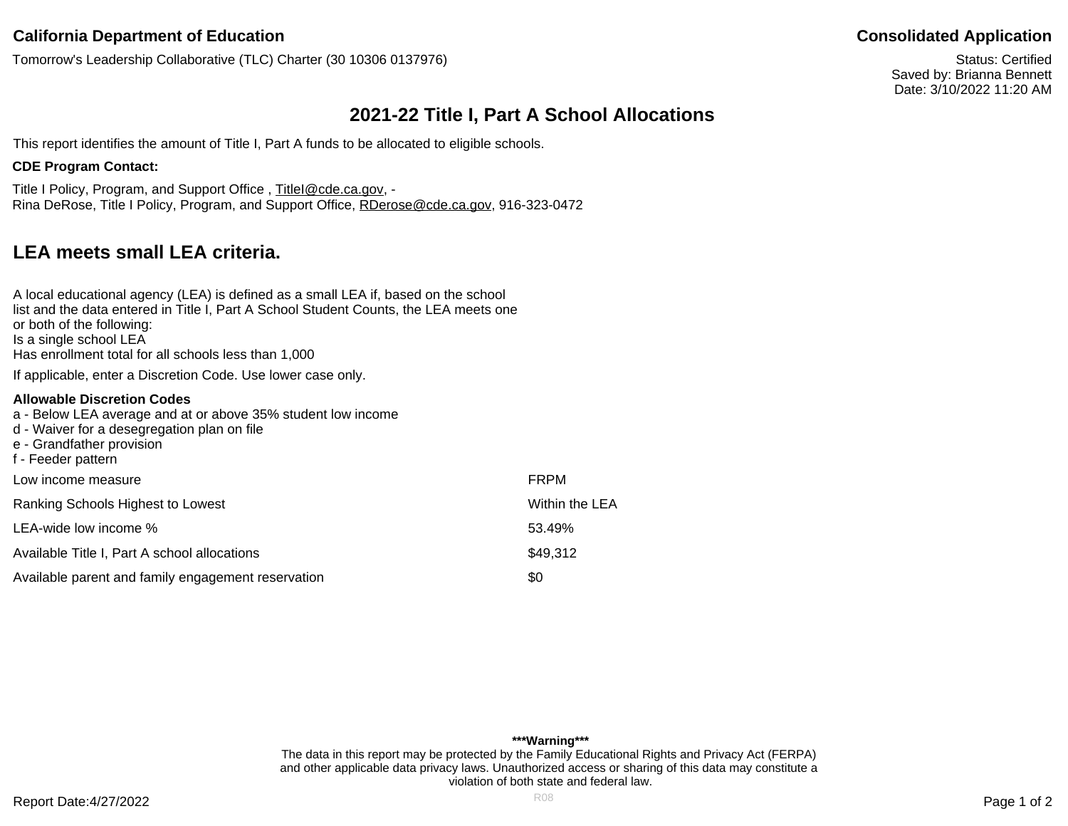**California Department of Education** | **Consolidated Application**

Tomorrow's Leadership Collaborative (TLC) Charter (30 10306 0137976)

Status: Certified
Saved by: Brianna Bennett
Date: 3/10/2022 11:20 AM

# 2021-22 Title I, Part A School Allocations

This report identifies the amount of Title I, Part A funds to be allocated to eligible schools.

**CDE Program Contact:**

Title I Policy, Program, and Support Office , TitleI@cde.ca.gov, -
Rina DeRose, Title I Policy, Program, and Support Office, RDerose@cde.ca.gov, 916-323-0472

## LEA meets small LEA criteria.

A local educational agency (LEA) is defined as a small LEA if, based on the school list and the data entered in Title I, Part A School Student Counts, the LEA meets one or both of the following:
Is a single school LEA
Has enrollment total for all schools less than 1,000

If applicable, enter a Discretion Code. Use lower case only.

**Allowable Discretion Codes**
a - Below LEA average and at or above 35% student low income
d - Waiver for a desegregation plan on file
e - Grandfather provision
f - Feeder pattern

| | |
|---|---|
| Low income measure | FRPM |
| Ranking Schools Highest to Lowest | Within the LEA |
| LEA-wide low income % | 53.49% |
| Available Title I, Part A school allocations | $49,312 |
| Available parent and family engagement reservation | $0 |

**\*\*\*Warning\*\*\***
The data in this report may be protected by the Family Educational Rights and Privacy Act (FERPA) and other applicable data privacy laws. Unauthorized access or sharing of this data may constitute a violation of both state and federal law.

Report Date:4/27/2022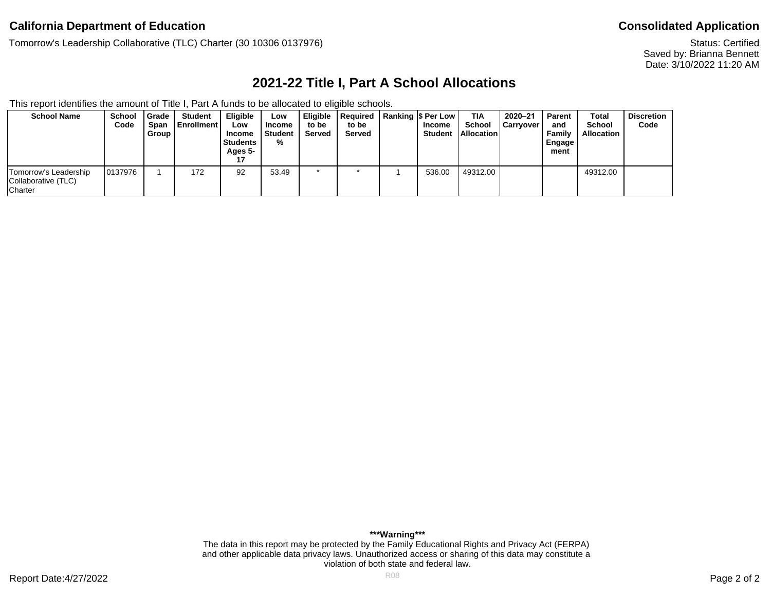**California Department of Education** | **Consolidated Application**

Tomorrow's Leadership Collaborative (TLC) Charter (30 10306 0137976)

Status: Certified
Saved by: Brianna Bennett
Date: 3/10/2022 11:20 AM

# 2021-22 Title I, Part A School Allocations

This report identifies the amount of Title I, Part A funds to be allocated to eligible schools.

| School Name | School Code | Grade Span Group | Student Enrollment | Eligible Low Income Students Ages 5-17 | Low Income Student % | Eligible to be Served | Required to be Served | Ranking | $ Per Low Income Student | TIA School Allocation | 2020–21 Carryover | Parent and Family Engagement | Total School Allocation | Discretion Code |
|---|---|---|---|---|---|---|---|---|---|---|---|---|---|---|
| Tomorrow's Leadership Collaborative (TLC) Charter | 0137976 | 1 | 172 | 92 | 53.49 | * | * | 1 | 536.00 | 49312.00 | | | 49312.00 | |

***Warning***
The data in this report may be protected by the Family Educational Rights and Privacy Act (FERPA) and other applicable data privacy laws. Unauthorized access or sharing of this data may constitute a violation of both state and federal law.

Report Date:4/27/2022

R08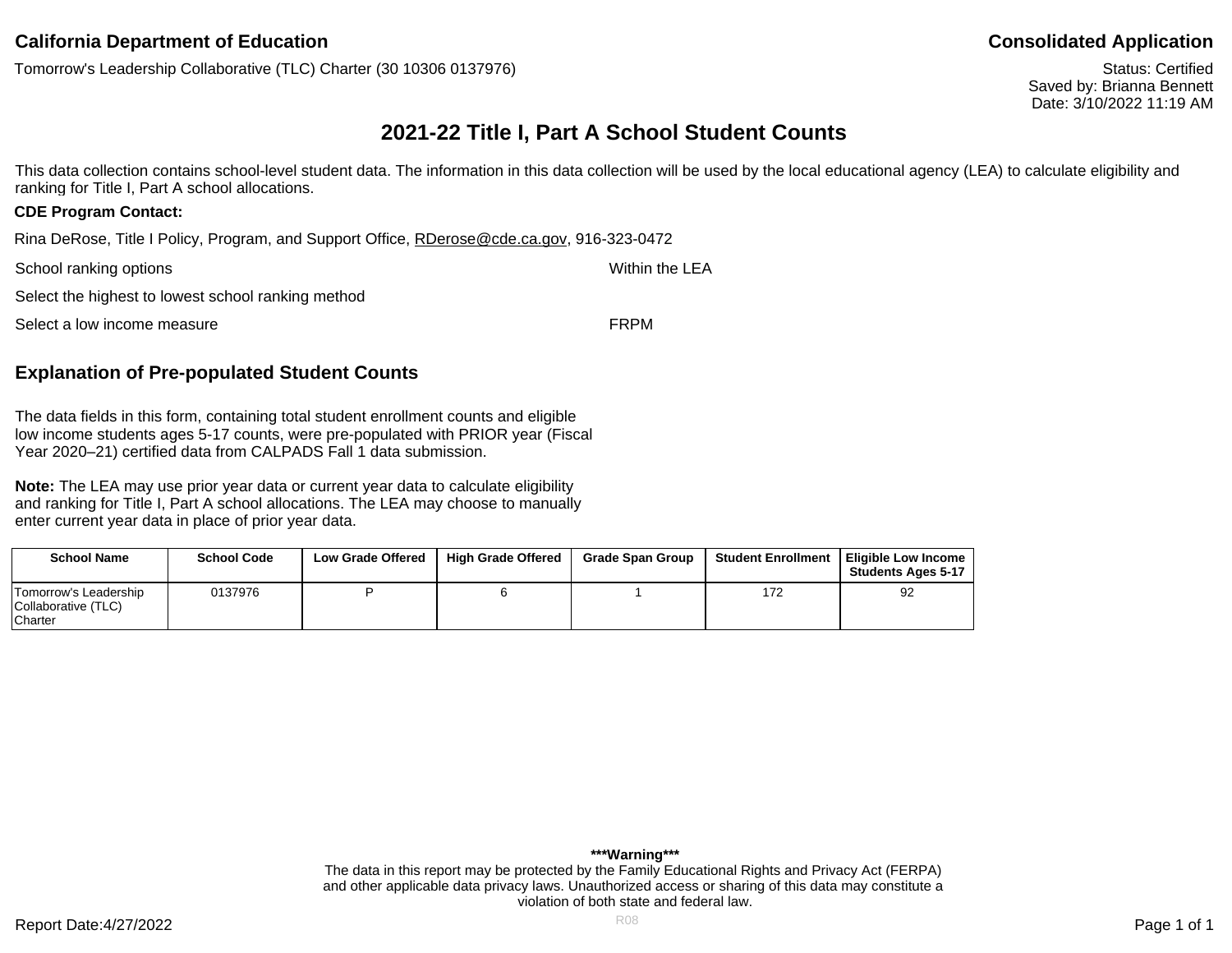**California Department of Education**

Tomorrow's Leadership Collaborative (TLC) Charter (30 10306 0137976)

**Consolidated Application**

Status: Certified
Saved by: Brianna Bennett
Date: 3/10/2022 11:19 AM

## 2021-22 Title I, Part A School Student Counts

This data collection contains school-level student data. The information in this data collection will be used by the local educational agency (LEA) to calculate eligibility and ranking for Title I, Part A school allocations.

**CDE Program Contact:**

Rina DeRose, Title I Policy, Program, and Support Office, RDerose@cde.ca.gov, 916-323-0472

| | |
|---|---|
| School ranking options | Within the LEA |
| Select the highest to lowest school ranking method | |
| Select a low income measure | FRPM |

### Explanation of Pre-populated Student Counts

The data fields in this form, containing total student enrollment counts and eligible low income students ages 5-17 counts, were pre-populated with PRIOR year (Fiscal Year 2020–21) certified data from CALPADS Fall 1 data submission.

**Note:** The LEA may use prior year data or current year data to calculate eligibility and ranking for Title I, Part A school allocations. The LEA may choose to manually enter current year data in place of prior year data.

| School Name | School Code | Low Grade Offered | High Grade Offered | Grade Span Group | Student Enrollment | Eligible Low Income Students Ages 5-17 |
|---|---|---|---|---|---|---|
| Tomorrow's Leadership Collaborative (TLC) Charter | 0137976 | P | 6 | 1 | 172 | 92 |

**\*\*\*Warning\*\*\***
The data in this report may be protected by the Family Educational Rights and Privacy Act (FERPA) and other applicable data privacy laws. Unauthorized access or sharing of this data may constitute a violation of both state and federal law.

Report Date:4/27/2022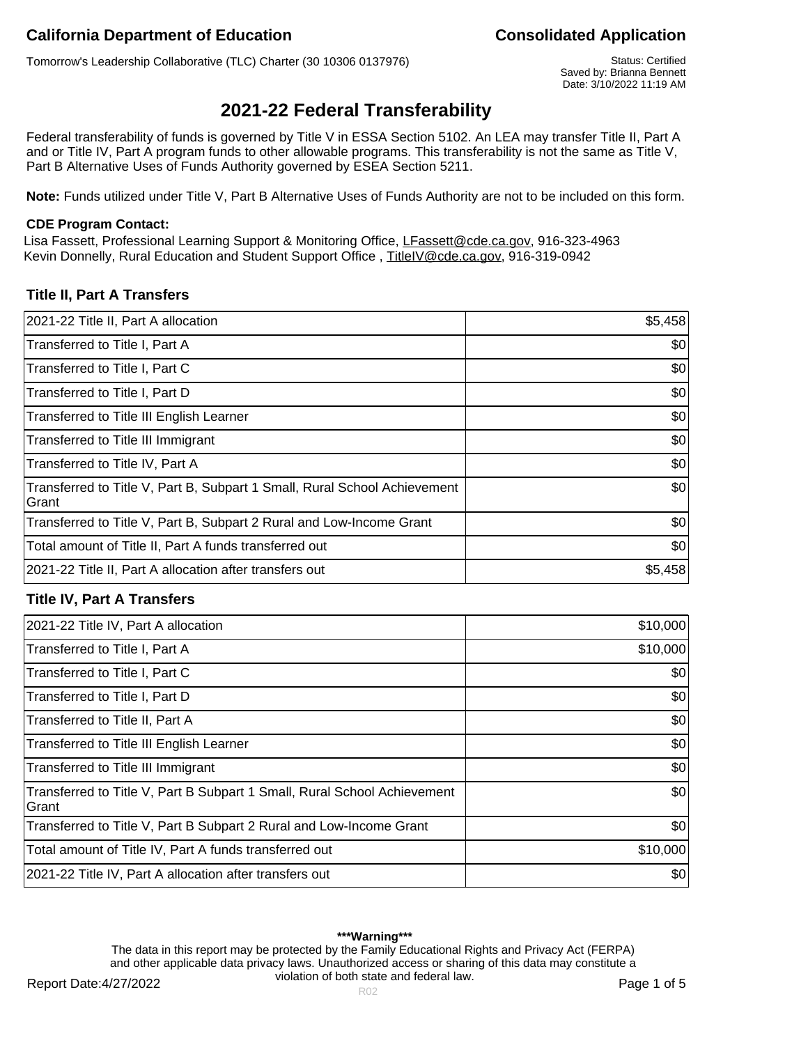**California Department of Education** | **Consolidated Application**

Tomorrow's Leadership Collaborative (TLC) Charter (30 10306 0137976)

Status: Certified
Saved by: Brianna Bennett
Date: 3/10/2022 11:19 AM

# 2021-22 Federal Transferability

Federal transferability of funds is governed by Title V in ESSA Section 5102. An LEA may transfer Title II, Part A and or Title IV, Part A program funds to other allowable programs. This transferability is not the same as Title V, Part B Alternative Uses of Funds Authority governed by ESEA Section 5211.

**Note:** Funds utilized under Title V, Part B Alternative Uses of Funds Authority are not to be included on this form.

**CDE Program Contact:**

Lisa Fassett, Professional Learning Support & Monitoring Office, LFassett@cde.ca.gov, 916-323-4963
Kevin Donnelly, Rural Education and Student Support Office , TitleIV@cde.ca.gov, 916-319-0942

### Title II, Part A Transfers

| Item | Amount |
|---|---:|
| 2021-22 Title II, Part A allocation | $5,458 |
| Transferred to Title I, Part A | $0 |
| Transferred to Title I, Part C | $0 |
| Transferred to Title I, Part D | $0 |
| Transferred to Title III English Learner | $0 |
| Transferred to Title III Immigrant | $0 |
| Transferred to Title IV, Part A | $0 |
| Transferred to Title V, Part B, Subpart 1 Small, Rural School Achievement Grant | $0 |
| Transferred to Title V, Part B, Subpart 2 Rural and Low-Income Grant | $0 |
| Total amount of Title II, Part A funds transferred out | $0 |
| 2021-22 Title II, Part A allocation after transfers out | $5,458 |

### Title IV, Part A Transfers

| Item | Amount |
|---|---:|
| 2021-22 Title IV, Part A allocation | $10,000 |
| Transferred to Title I, Part A | $10,000 |
| Transferred to Title I, Part C | $0 |
| Transferred to Title I, Part D | $0 |
| Transferred to Title II, Part A | $0 |
| Transferred to Title III English Learner | $0 |
| Transferred to Title III Immigrant | $0 |
| Transferred to Title V, Part B Subpart 1 Small, Rural School Achievement Grant | $0 |
| Transferred to Title V, Part B Subpart 2 Rural and Low-Income Grant | $0 |
| Total amount of Title IV, Part A funds transferred out | $10,000 |
| 2021-22 Title IV, Part A allocation after transfers out | $0 |

***Warning***
The data in this report may be protected by the Family Educational Rights and Privacy Act (FERPA) and other applicable data privacy laws. Unauthorized access or sharing of this data may constitute a violation of both state and federal law.

Report Date:4/27/2022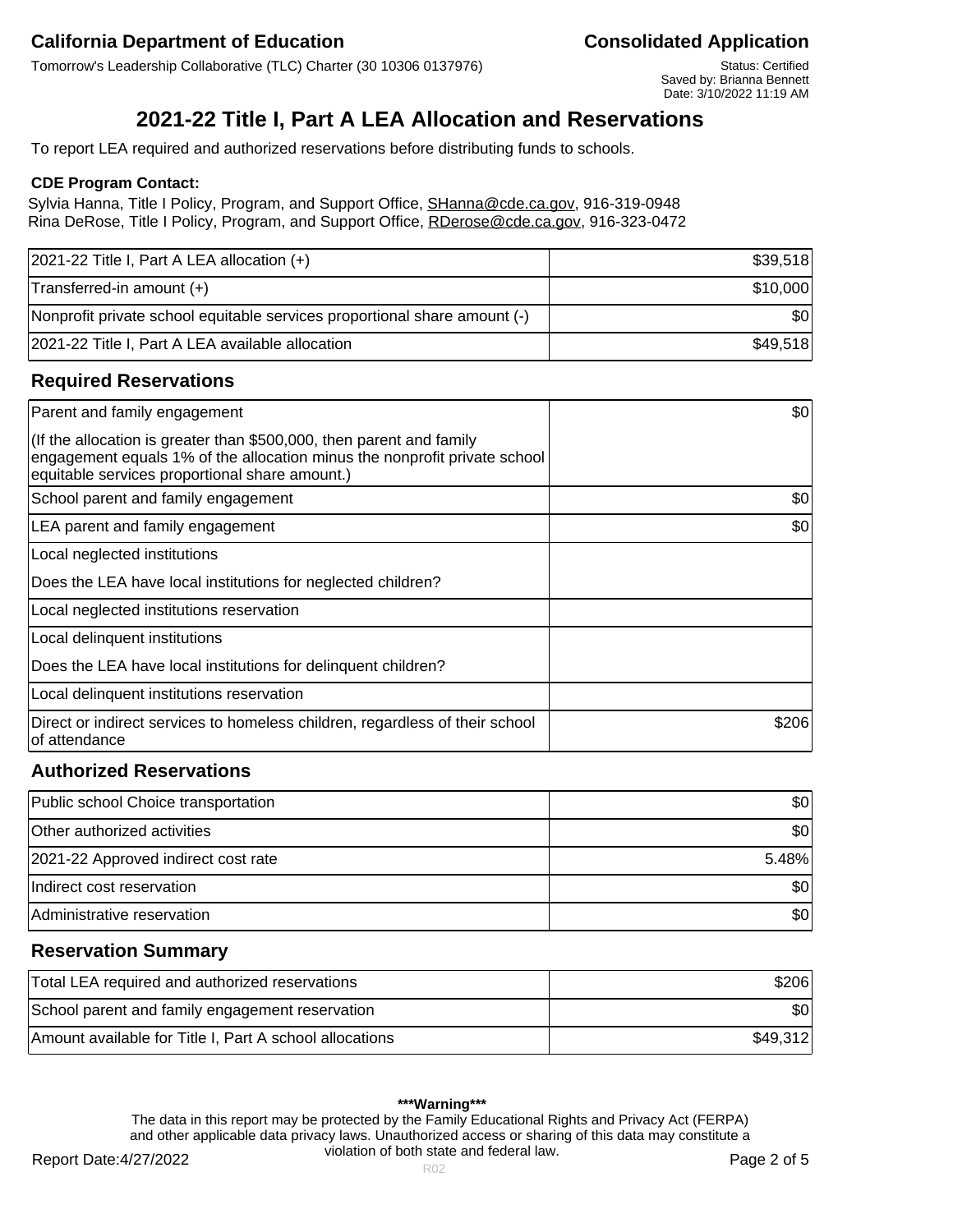California Department of Education

Tomorrow's Leadership Collaborative (TLC) Charter (30 10306 0137976)

Consolidated Application

Status: Certified
Saved by: Brianna Bennett
Date: 3/10/2022 11:19 AM

# 2021-22 Title I, Part A LEA Allocation and Reservations

To report LEA required and authorized reservations before distributing funds to schools.

**CDE Program Contact:**

Sylvia Hanna, Title I Policy, Program, and Support Office, SHanna@cde.ca.gov, 916-319-0948
Rina DeRose, Title I Policy, Program, and Support Office, RDerose@cde.ca.gov, 916-323-0472

| | |
|---|---:|
| 2021-22 Title I, Part A LEA allocation (+) | $39,518 |
| Transferred-in amount (+) | $10,000 |
| Nonprofit private school equitable services proportional share amount (-) | $0 |
| 2021-22 Title I, Part A LEA available allocation | $49,518 |

## Required Reservations

| | |
|---|---:|
| Parent and family engagement<br>(If the allocation is greater than $500,000, then parent and family engagement equals 1% of the allocation minus the nonprofit private school equitable services proportional share amount.) | $0 |
| School parent and family engagement | $0 |
| LEA parent and family engagement | $0 |
| Local neglected institutions<br>Does the LEA have local institutions for neglected children? | |
| Local neglected institutions reservation | |
| Local delinquent institutions<br>Does the LEA have local institutions for delinquent children? | |
| Local delinquent institutions reservation | |
| Direct or indirect services to homeless children, regardless of their school of attendance | $206 |

## Authorized Reservations

| | |
|---|---:|
| Public school Choice transportation | $0 |
| Other authorized activities | $0 |
| 2021-22 Approved indirect cost rate | 5.48% |
| Indirect cost reservation | $0 |
| Administrative reservation | $0 |

## Reservation Summary

| | |
|---|---:|
| Total LEA required and authorized reservations | $206 |
| School parent and family engagement reservation | $0 |
| Amount available for Title I, Part A school allocations | $49,312 |

**\*\*\*Warning\*\*\***

The data in this report may be protected by the Family Educational Rights and Privacy Act (FERPA) and other applicable data privacy laws. Unauthorized access or sharing of this data may constitute a violation of both state and federal law.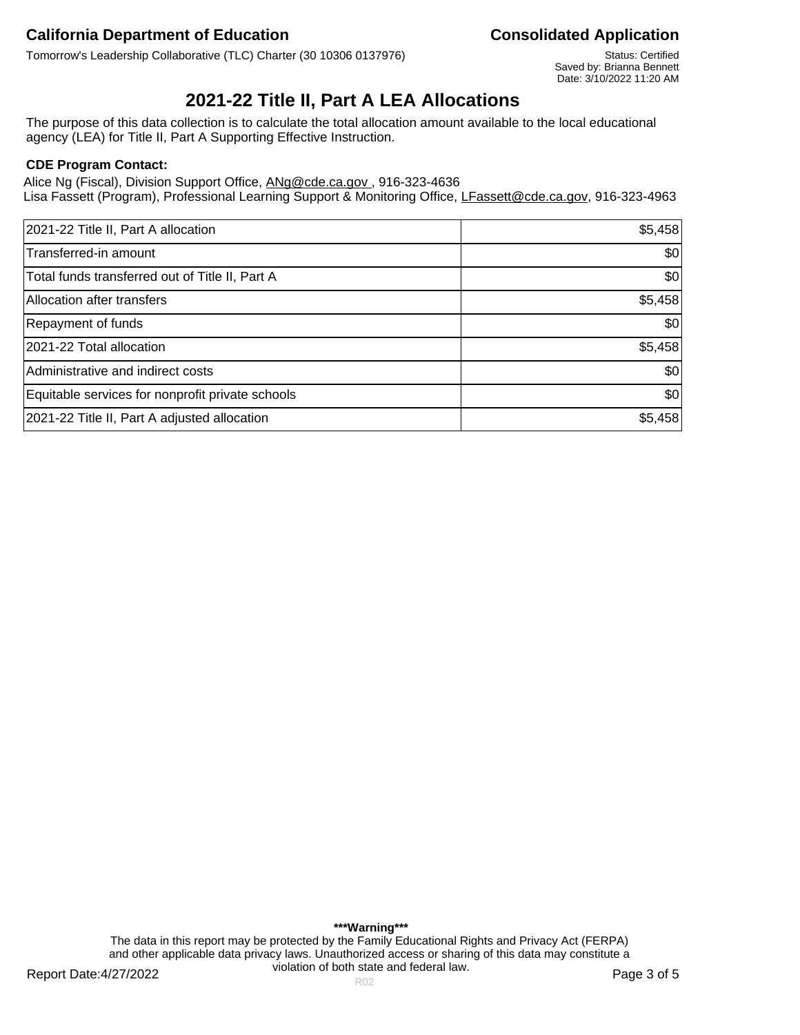**California Department of Education**

**Consolidated Application**

Tomorrow's Leadership Collaborative (TLC) Charter (30 10306 0137976)

Status: Certified
Saved by: Brianna Bennett
Date: 3/10/2022 11:20 AM

# 2021-22 Title II, Part A LEA Allocations

The purpose of this data collection is to calculate the total allocation amount available to the local educational agency (LEA) for Title II, Part A Supporting Effective Instruction.

**CDE Program Contact:**

Alice Ng (Fiscal), Division Support Office, ANg@cde.ca.gov , 916-323-4636
Lisa Fassett (Program), Professional Learning Support & Monitoring Office, LFassett@cde.ca.gov, 916-323-4963

| | |
|---|---:|
| 2021-22 Title II, Part A allocation | $5,458 |
| Transferred-in amount | $0 |
| Total funds transferred out of Title II, Part A | $0 |
| Allocation after transfers | $5,458 |
| Repayment of funds | $0 |
| 2021-22 Total allocation | $5,458 |
| Administrative and indirect costs | $0 |
| Equitable services for nonprofit private schools | $0 |
| 2021-22 Title II, Part A adjusted allocation | $5,458 |

**\*\*\*Warning\*\*\***

The data in this report may be protected by the Family Educational Rights and Privacy Act (FERPA) and other applicable data privacy laws. Unauthorized access or sharing of this data may constitute a violation of both state and federal law.

Report Date:4/27/2022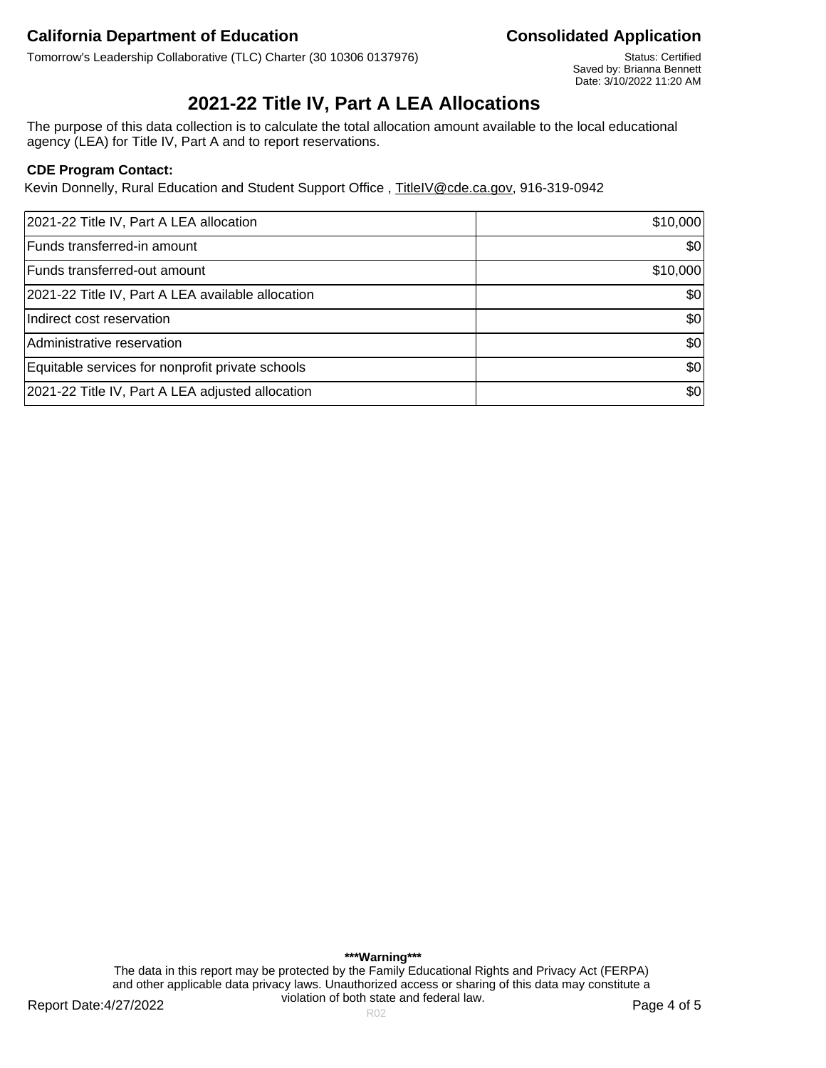# 2021-22 Title IV, Part A LEA Allocations

The purpose of this data collection is to calculate the total allocation amount available to the local educational agency (LEA) for Title IV, Part A and to report reservations.

**CDE Program Contact:**

Kevin Donnelly, Rural Education and Student Support Office , TitleIV@cde.ca.gov, 916-319-0942

| | |
|---|---:|
| 2021-22 Title IV, Part A LEA allocation | $10,000 |
| Funds transferred-in amount | $0 |
| Funds transferred-out amount | $10,000 |
| 2021-22 Title IV, Part A LEA available allocation | $0 |
| Indirect cost reservation | $0 |
| Administrative reservation | $0 |
| Equitable services for nonprofit private schools | $0 |
| 2021-22 Title IV, Part A LEA adjusted allocation | $0 |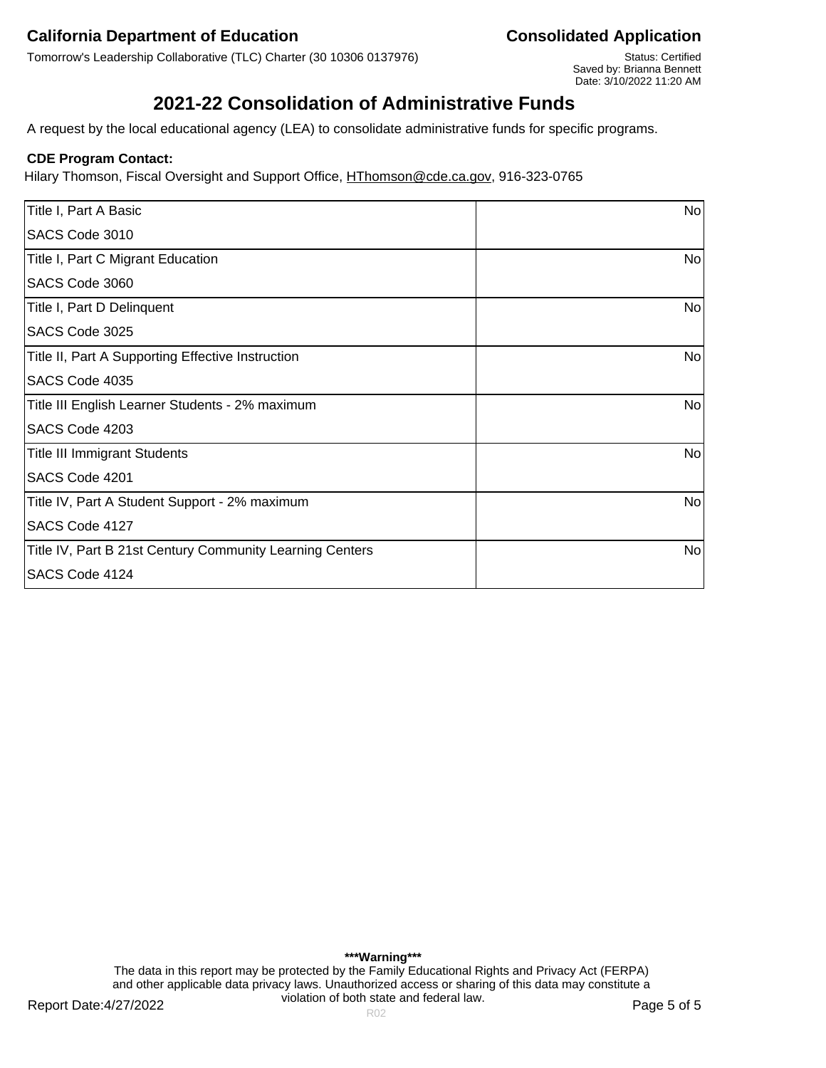# 2021-22 Consolidation of Administrative Funds

A request by the local educational agency (LEA) to consolidate administrative funds for specific programs.

**CDE Program Contact:**

Hilary Thomson, Fiscal Oversight and Support Office, HThomson@cde.ca.gov, 916-323-0765

| | |
|---|---|
| Title I, Part A Basic<br>SACS Code 3010 | No |
| Title I, Part C Migrant Education<br>SACS Code 3060 | No |
| Title I, Part D Delinquent<br>SACS Code 3025 | No |
| Title II, Part A Supporting Effective Instruction<br>SACS Code 4035 | No |
| Title III English Learner Students - 2% maximum<br>SACS Code 4203 | No |
| Title III Immigrant Students<br>SACS Code 4201 | No |
| Title IV, Part A Student Support - 2% maximum<br>SACS Code 4127 | No |
| Title IV, Part B 21st Century Community Learning Centers<br>SACS Code 4124 | No |

**\*\*\*Warning\*\*\***

The data in this report may be protected by the Family Educational Rights and Privacy Act (FERPA) and other applicable data privacy laws. Unauthorized access or sharing of this data may constitute a violation of both state and federal law.